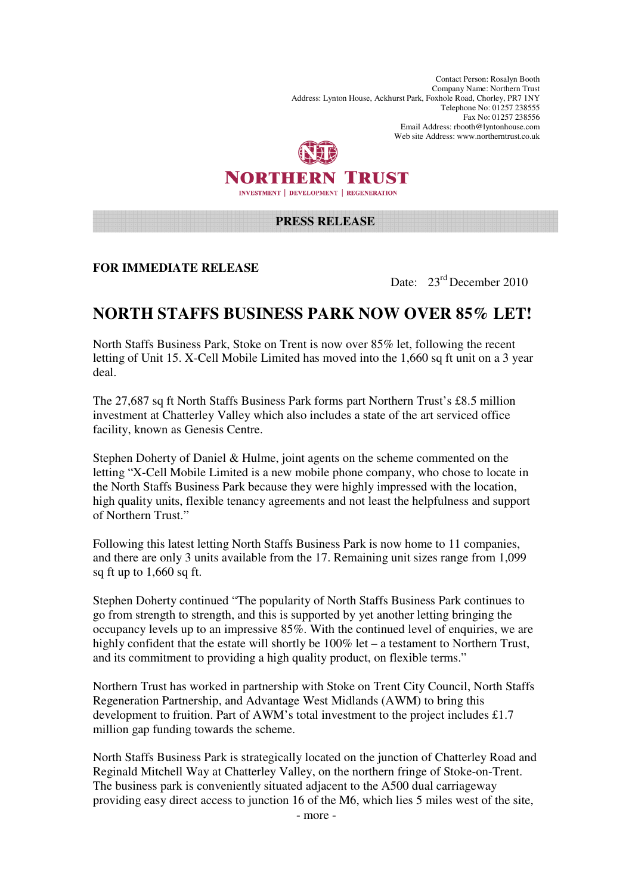Contact Person: Rosalyn Booth
Company Name: Northern Trust
Address: Lynton House, Ackhurst Park, Foxhole Road, Chorley, PR7 1NY
Telephone No: 01257 238555
Fax No: 01257 238556
Email Address: rbooth@lyntonhouse.com
Web site Address: www.northerntrust.co.uk

**NORTHERN TRUST**

INVESTMENT | DEVELOPMENT | REGENERATION

**PRESS RELEASE**

**FOR IMMEDIATE RELEASE**

Date: 23rd December 2010

# NORTH STAFFS BUSINESS PARK NOW OVER 85% LET!

North Staffs Business Park, Stoke on Trent is now over 85% let, following the recent letting of Unit 15. X-Cell Mobile Limited has moved into the 1,660 sq ft unit on a 3 year deal.

The 27,687 sq ft North Staffs Business Park forms part Northern Trust's £8.5 million investment at Chatterley Valley which also includes a state of the art serviced office facility, known as Genesis Centre.

Stephen Doherty of Daniel & Hulme, joint agents on the scheme commented on the letting "X-Cell Mobile Limited is a new mobile phone company, who chose to locate in the North Staffs Business Park because they were highly impressed with the location, high quality units, flexible tenancy agreements and not least the helpfulness and support of Northern Trust."

Following this latest letting North Staffs Business Park is now home to 11 companies, and there are only 3 units available from the 17. Remaining unit sizes range from 1,099 sq ft up to 1,660 sq ft.

Stephen Doherty continued "The popularity of North Staffs Business Park continues to go from strength to strength, and this is supported by yet another letting bringing the occupancy levels up to an impressive 85%. With the continued level of enquiries, we are highly confident that the estate will shortly be 100% let – a testament to Northern Trust, and its commitment to providing a high quality product, on flexible terms."

Northern Trust has worked in partnership with Stoke on Trent City Council, North Staffs Regeneration Partnership, and Advantage West Midlands (AWM) to bring this development to fruition. Part of AWM's total investment to the project includes £1.7 million gap funding towards the scheme.

North Staffs Business Park is strategically located on the junction of Chatterley Road and Reginald Mitchell Way at Chatterley Valley, on the northern fringe of Stoke-on-Trent. The business park is conveniently situated adjacent to the A500 dual carriageway providing easy direct access to junction 16 of the M6, which lies 5 miles west of the site,

- more -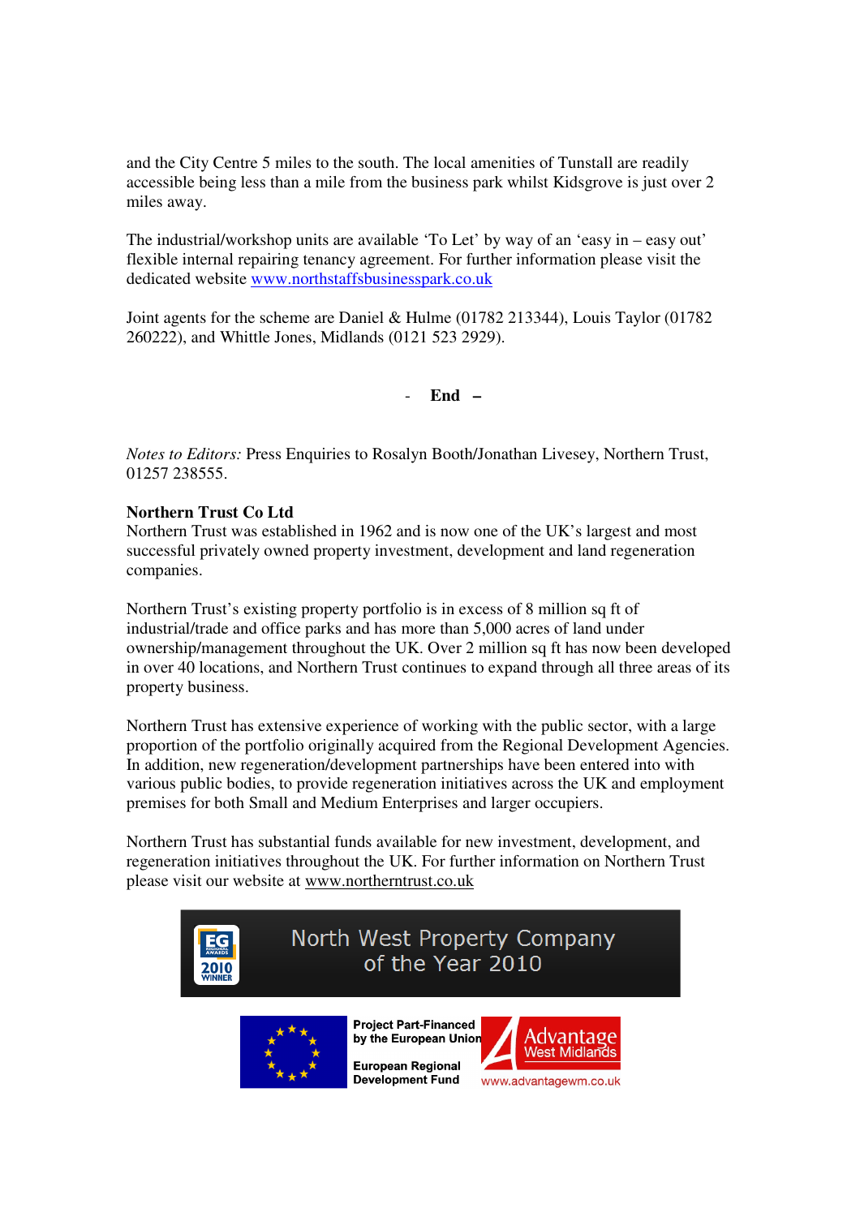and the City Centre 5 miles to the south. The local amenities of Tunstall are readily accessible being less than a mile from the business park whilst Kidsgrove is just over 2 miles away.

The industrial/workshop units are available 'To Let' by way of an 'easy in – easy out' flexible internal repairing tenancy agreement. For further information please visit the dedicated website www.northstaffsbusinesspark.co.uk

Joint agents for the scheme are Daniel & Hulme (01782 213344), Louis Taylor (01782 260222), and Whittle Jones, Midlands (0121 523 2929).

- **End –**

*Notes to Editors:* Press Enquiries to Rosalyn Booth/Jonathan Livesey, Northern Trust, 01257 238555.

**Northern Trust Co Ltd**
Northern Trust was established in 1962 and is now one of the UK's largest and most successful privately owned property investment, development and land regeneration companies.

Northern Trust's existing property portfolio is in excess of 8 million sq ft of industrial/trade and office parks and has more than 5,000 acres of land under ownership/management throughout the UK. Over 2 million sq ft has now been developed in over 40 locations, and Northern Trust continues to expand through all three areas of its property business.

Northern Trust has extensive experience of working with the public sector, with a large proportion of the portfolio originally acquired from the Regional Development Agencies. In addition, new regeneration/development partnerships have been entered into with various public bodies, to provide regeneration initiatives across the UK and employment premises for both Small and Medium Enterprises and larger occupiers.

Northern Trust has substantial funds available for new investment, development, and regeneration initiatives throughout the UK. For further information on Northern Trust please visit our website at www.northerntrust.co.uk

EG Regional Awards 2010 Winner

North West Property Company of the Year 2010

Project Part-Financed by the European Union

European Regional Development Fund

Advantage West Midlands

www.advantagewm.co.uk